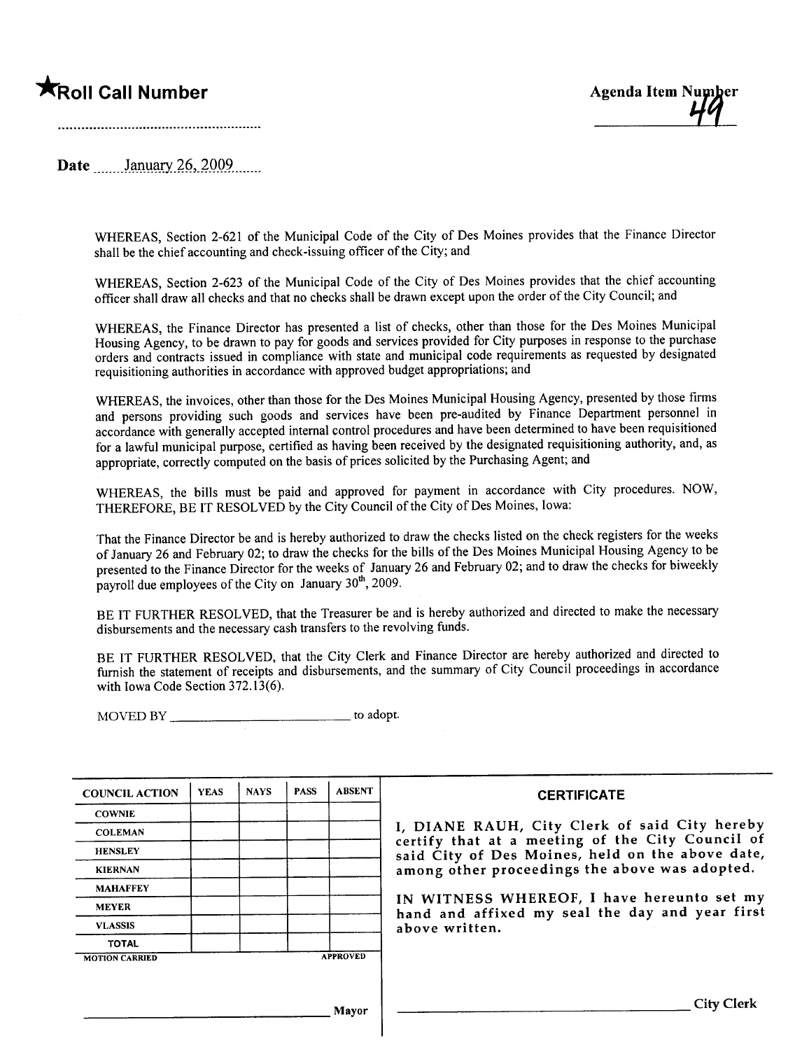**★Roll Call Number**

**Agenda Item Number**
49

Date January 26, 2009

WHEREAS, Section 2-621 of the Municipal Code of the City of Des Moines provides that the Finance Director shall be the chief accounting and check-issuing officer of the City; and

WHEREAS, Section 2-623 of the Municipal Code of the City of Des Moines provides that the chief accounting officer shall draw all checks and that no checks shall be drawn except upon the order of the City Council; and

WHEREAS, the Finance Director has presented a list of checks, other than those for the Des Moines Municipal Housing Agency, to be drawn to pay for goods and services provided for City purposes in response to the purchase orders and contracts issued in compliance with state and municipal code requirements as requested by designated requisitioning authorities in accordance with approved budget appropriations; and

WHEREAS, the invoices, other than those for the Des Moines Municipal Housing Agency, presented by those firms and persons providing such goods and services have been pre-audited by Finance Department personnel in accordance with generally accepted internal control procedures and have been determined to have been requisitioned for a lawful municipal purpose, certified as having been received by the designated requisitioning authority, and, as appropriate, correctly computed on the basis of prices solicited by the Purchasing Agent; and

WHEREAS, the bills must be paid and approved for payment in accordance with City procedures. NOW, THEREFORE, BE IT RESOLVED by the City Council of the City of Des Moines, Iowa:

That the Finance Director be and is hereby authorized to draw the checks listed on the check registers for the weeks of January 26 and February 02; to draw the checks for the bills of the Des Moines Municipal Housing Agency to be presented to the Finance Director for the weeks of January 26 and February 02; and to draw the checks for biweekly payroll due employees of the City on January 30th, 2009.

BE IT FURTHER RESOLVED, that the Treasurer be and is hereby authorized and directed to make the necessary disbursements and the necessary cash transfers to the revolving funds.

BE IT FURTHER RESOLVED, that the City Clerk and Finance Director are hereby authorized and directed to furnish the statement of receipts and disbursements, and the summary of City Council proceedings in accordance with Iowa Code Section 372.13(6).

MOVED BY ______________________ to adopt.

| COUNCIL ACTION | YEAS | NAYS | PASS | ABSENT |
|---|---|---|---|---|
| COWNIE | | | | |
| COLEMAN | | | | |
| HENSLEY | | | | |
| KIERNAN | | | | |
| MAHAFFEY | | | | |
| MEYER | | | | |
| VLASSIS | | | | |
| TOTAL | | | | |

MOTION CARRIED APPROVED

______________________ Mayor

**CERTIFICATE**

I, DIANE RAUH, City Clerk of said City hereby certify that at a meeting of the City Council of said City of Des Moines, held on the above date, among other proceedings the above was adopted.

IN WITNESS WHEREOF, I have hereunto set my hand and affixed my seal the day and year first above written.

______________________ City Clerk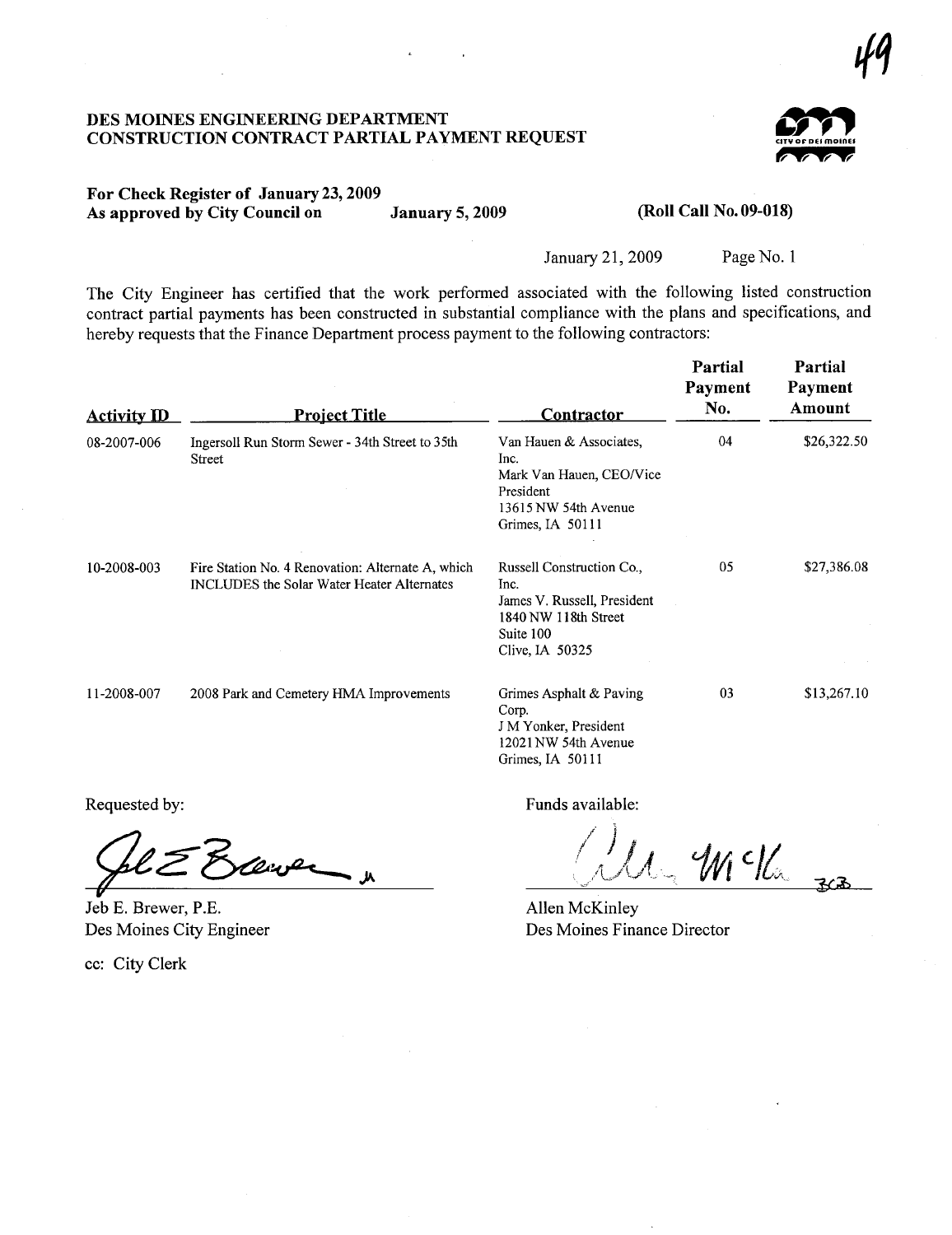49

# DES MOINES ENGINEERING DEPARTMENT
## CONSTRUCTION CONTRACT PARTIAL PAYMENT REQUEST

**For Check Register of January 23, 2009**
**As approved by City Council on January 5, 2009 (Roll Call No. 09-018)**

January 21, 2009 Page No. 1

The City Engineer has certified that the work performed associated with the following listed construction contract partial payments has been constructed in substantial compliance with the plans and specifications, and hereby requests that the Finance Department process payment to the following contractors:

| Activity ID | Project Title | Contractor | Partial Payment No. | Partial Payment Amount |
|---|---|---|---|---|
| 08-2007-006 | Ingersoll Run Storm Sewer - 34th Street to 35th Street | Van Hauen & Associates, Inc. Mark Van Hauen, CEO/Vice President 13615 NW 54th Avenue Grimes, IA 50111 | 04 | $26,322.50 |
| 10-2008-003 | Fire Station No. 4 Renovation: Alternate A, which INCLUDES the Solar Water Heater Alternates | Russell Construction Co., Inc. James V. Russell, President 1840 NW 118th Street Suite 100 Clive, IA 50325 | 05 | $27,386.08 |
| 11-2008-007 | 2008 Park and Cemetery HMA Improvements | Grimes Asphalt & Paving Corp. J M Yonker, President 12021 NW 54th Avenue Grimes, IA 50111 | 03 | $13,267.10 |

Requested by:

Jeb E. Brewer, P.E.
Des Moines City Engineer

Funds available:

Allen McKinley
Des Moines Finance Director

cc: City Clerk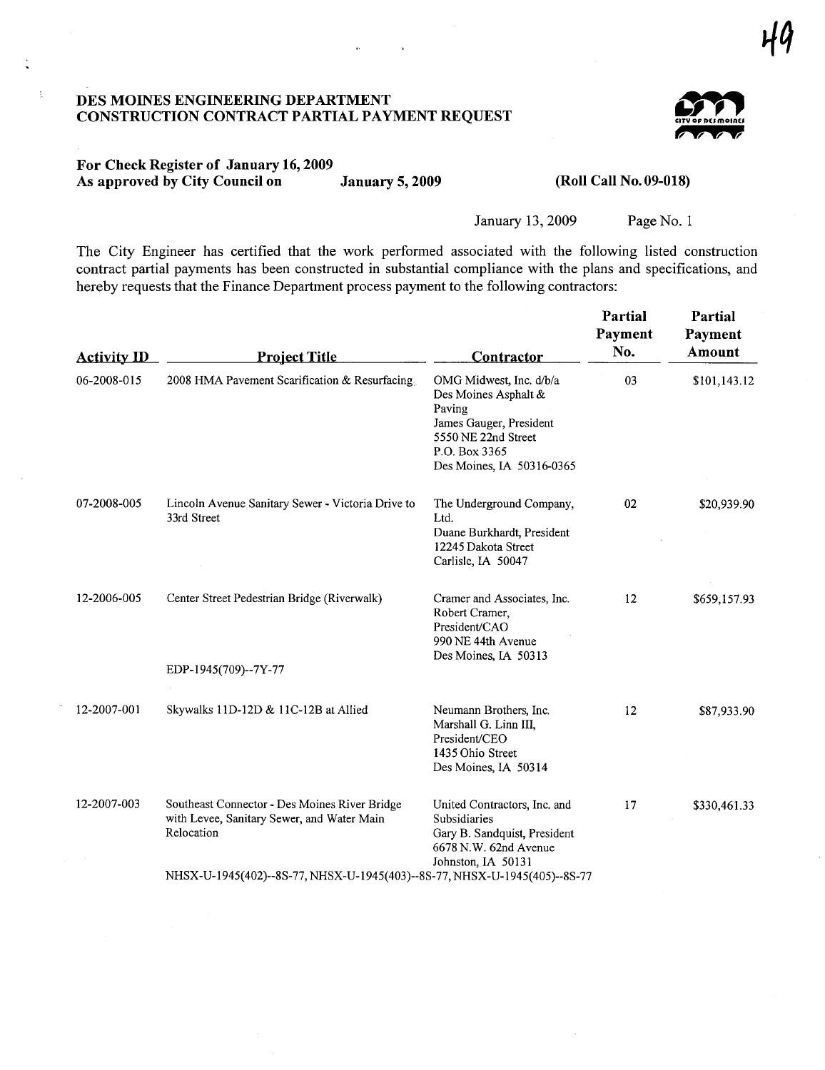# DES MOINES ENGINEERING DEPARTMENT
# CONSTRUCTION CONTRACT PARTIAL PAYMENT REQUEST

**For Check Register of January 16, 2009**
**As approved by City Council on January 5, 2009** **(Roll Call No. 09-018)**

January 13, 2009 Page No. 1

The City Engineer has certified that the work performed associated with the following listed construction contract partial payments has been constructed in substantial compliance with the plans and specifications, and hereby requests that the Finance Department process payment to the following contractors:

| Activity ID | Project Title | Contractor | Partial Payment No. | Partial Payment Amount |
|---|---|---|---|---|
| 06-2008-015 | 2008 HMA Pavement Scarification & Resurfacing | OMG Midwest, Inc. d/b/a Des Moines Asphalt & Paving<br>James Gauger, President<br>5550 NE 22nd Street<br>P.O. Box 3365<br>Des Moines, IA 50316-0365 | 03 | $101,143.12 |
| 07-2008-005 | Lincoln Avenue Sanitary Sewer - Victoria Drive to 33rd Street | The Underground Company, Ltd.<br>Duane Burkhardt, President<br>12245 Dakota Street<br>Carlisle, IA 50047 | 02 | $20,939.90 |
| 12-2006-005 | Center Street Pedestrian Bridge (Riverwalk)<br>EDP-1945(709)--7Y-77 | Cramer and Associates, Inc.<br>Robert Cramer, President/CAO<br>990 NE 44th Avenue<br>Des Moines, IA 50313 | 12 | $659,157.93 |
| 12-2007-001 | Skywalks 11D-12D & 11C-12B at Allied | Neumann Brothers, Inc.<br>Marshall G. Linn III, President/CEO<br>1435 Ohio Street<br>Des Moines, IA 50314 | 12 | $87,933.90 |
| 12-2007-003 | Southeast Connector - Des Moines River Bridge with Levee, Sanitary Sewer, and Water Main Relocation<br>NHSX-U-1945(402)--8S-77, NHSX-U-1945(403)--8S-77, NHSX-U-1945(405)--8S-77 | United Contractors, Inc. and Subsidiaries<br>Gary B. Sandquist, President<br>6678 N.W. 62nd Avenue<br>Johnston, IA 50131 | 17 | $330,461.33 |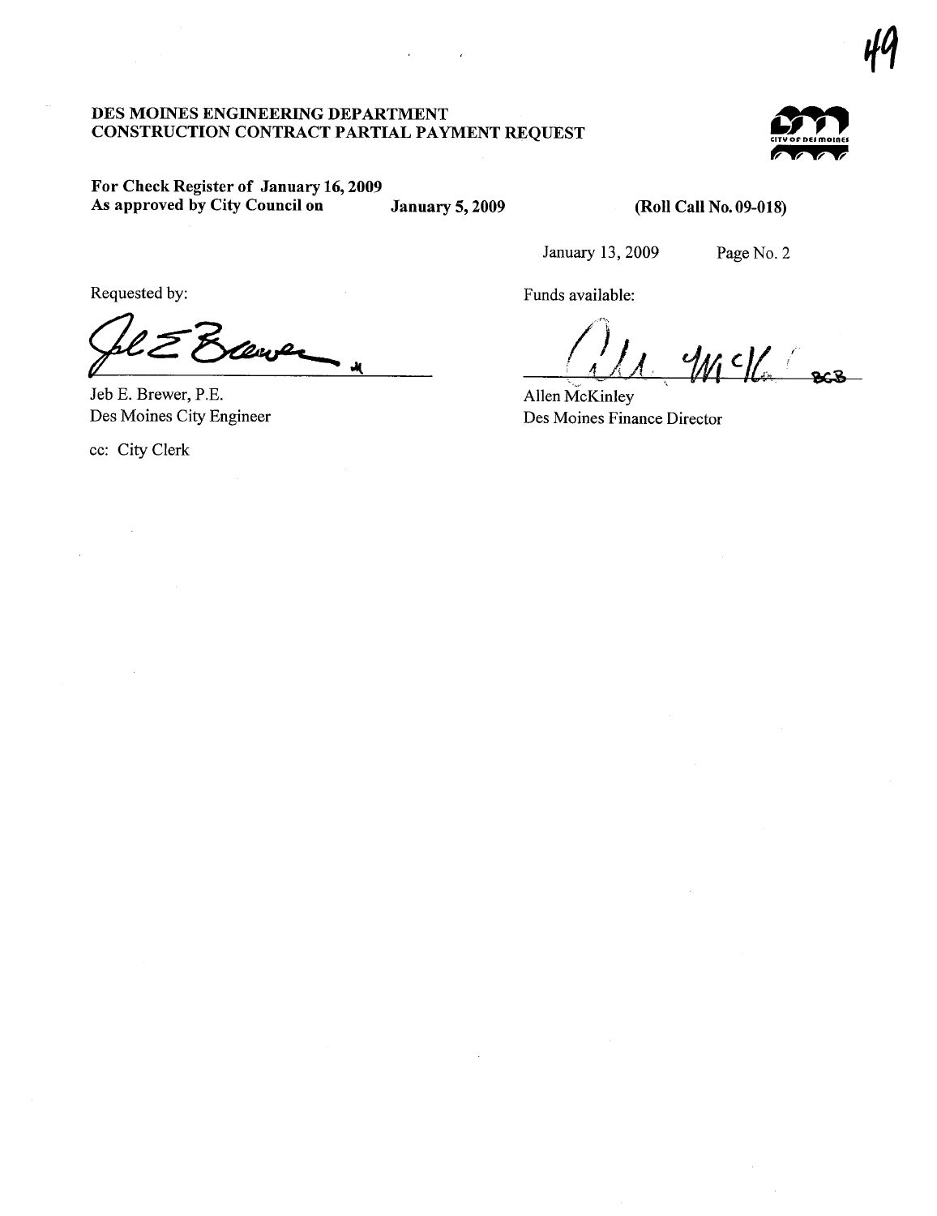49

**DES MOINES ENGINEERING DEPARTMENT**
**CONSTRUCTION CONTRACT PARTIAL PAYMENT REQUEST**

**For Check Register of January 16, 2009**
**As approved by City Council on January 5, 2009 (Roll Call No. 09-018)**

January 13, 2009 Page No. 2

Requested by:

Jeb E. Brewer, P.E.
Des Moines City Engineer

cc: City Clerk

Funds available:

Allen McKinley
Des Moines Finance Director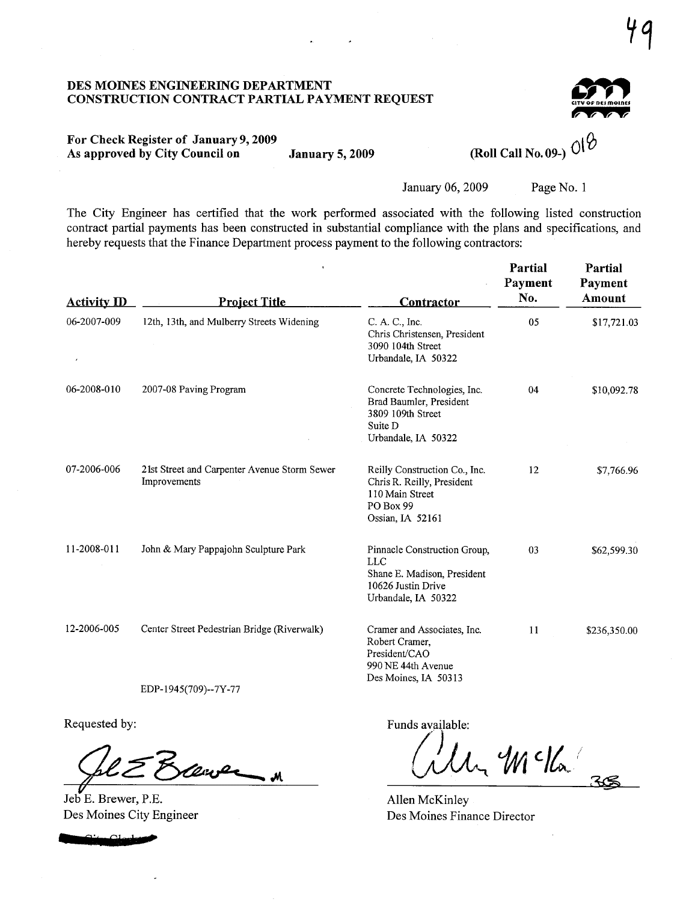49

**DES MOINES ENGINEERING DEPARTMENT**
**CONSTRUCTION CONTRACT PARTIAL PAYMENT REQUEST**

**For Check Register of January 9, 2009**
**As approved by City Council on January 5, 2009** **(Roll Call No. 09-)** 018

January 06, 2009 Page No. 1

The City Engineer has certified that the work performed associated with the following listed construction contract partial payments has been constructed in substantial compliance with the plans and specifications, and hereby requests that the Finance Department process payment to the following contractors:

| Activity ID | Project Title | Contractor | Partial Payment No. | Partial Payment Amount |
|---|---|---|---|---|
| 06-2007-009 | 12th, 13th, and Mulberry Streets Widening | C. A. C., Inc.<br>Chris Christensen, President<br>3090 104th Street<br>Urbandale, IA 50322 | 05 | $17,721.03 |
| 06-2008-010 | 2007-08 Paving Program | Concrete Technologies, Inc.<br>Brad Baumler, President<br>3809 109th Street<br>Suite D<br>Urbandale, IA 50322 | 04 | $10,092.78 |
| 07-2006-006 | 21st Street and Carpenter Avenue Storm Sewer Improvements | Reilly Construction Co., Inc.<br>Chris R. Reilly, President<br>110 Main Street<br>PO Box 99<br>Ossian, IA 52161 | 12 | $7,766.96 |
| 11-2008-011 | John & Mary Pappajohn Sculpture Park | Pinnacle Construction Group, LLC<br>Shane E. Madison, President<br>10626 Justin Drive<br>Urbandale, IA 50322 | 03 | $62,599.30 |
| 12-2006-005 | Center Street Pedestrian Bridge (Riverwalk)<br><br>EDP-1945(709)--7Y-77 | Cramer and Associates, Inc.<br>Robert Cramer,<br>President/CAO<br>990 NE 44th Avenue<br>Des Moines, IA 50313 | 11 | $236,350.00 |

Requested by:

Jeb E. Brewer, P.E.
Des Moines City Engineer

Funds available:

Allen McKinley
Des Moines Finance Director